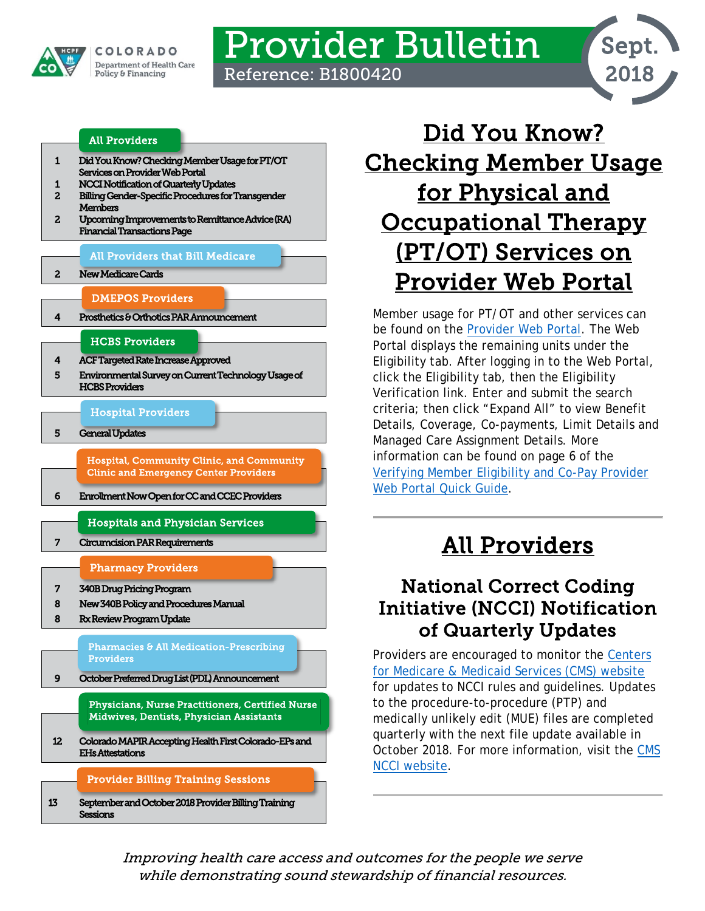COLORADO
Department of Health Care Policy & Financing

# Provider Bulletin

Reference: B1800420

Sept. 2018

| | All Providers |
|---|---|
| 1 | Did You Know? Checking Member Usage for PT/OT Services on Provider Web Portal |
| 1 | NCCI Notification of Quarterly Updates |
| 2 | Billing Gender-Specific Procedures for Transgender Members |
| 2 | Upcoming Improvements to Remittance Advice (RA) Financial Transactions Page |
| | **All Providers that Bill Medicare** |
| 2 | New Medicare Cards |
| | **DMEPOS Providers** |
| 4 | Prosthetics & Orthotics PAR Announcement |
| | **HCBS Providers** |
| 4 | ACF Targeted Rate Increase Approved |
| 5 | Environmental Survey on Current Technology Usage of HCBS Providers |
| | **Hospital Providers** |
| 5 | General Updates |
| | **Hospital, Community Clinic, and Community Clinic and Emergency Center Providers** |
| 6 | Enrollment Now Open for CC and CCEC Providers |
| | **Hospitals and Physician Services** |
| 7 | Circumcision PAR Requirements |
| | **Pharmacy Providers** |
| 7 | 340B Drug Pricing Program |
| 8 | New 340B Policy and Procedures Manual |
| 8 | Rx Review Program Update |
| | **Pharmacies & All Medication-Prescribing Providers** |
| 9 | October Preferred Drug List (PDL) Announcement |
| | **Physicians, Nurse Practitioners, Certified Nurse Midwives, Dentists, Physician Assistants** |
| 12 | Colorado MAPIR Accepting Health First Colorado-EPs and EHs Attestations |
| | **Provider Billing Training Sessions** |
| 13 | September and October 2018 Provider Billing Training Sessions |

## Did You Know? Checking Member Usage for Physical and Occupational Therapy (PT/OT) Services on Provider Web Portal

Member usage for PT/ OT and other services can be found on the Provider Web Portal. The Web Portal displays the remaining units under the Eligibility tab. After logging in to the Web Portal, click the Eligibility tab, then the Eligibility Verification link. Enter and submit the search criteria; then click "Expand All" to view Benefit Details, Coverage, Co-payments, Limit Details and Managed Care Assignment Details. More information can be found on page 6 of the Verifying Member Eligibility and Co-Pay Provider Web Portal Quick Guide.

## All Providers

### National Correct Coding Initiative (NCCI) Notification of Quarterly Updates

Providers are encouraged to monitor the Centers for Medicare & Medicaid Services (CMS) website for updates to NCCI rules and guidelines. Updates to the procedure-to-procedure (PTP) and medically unlikely edit (MUE) files are completed quarterly with the next file update available in October 2018. For more information, visit the CMS NCCI website.

*Improving health care access and outcomes for the people we serve while demonstrating sound stewardship of financial resources.*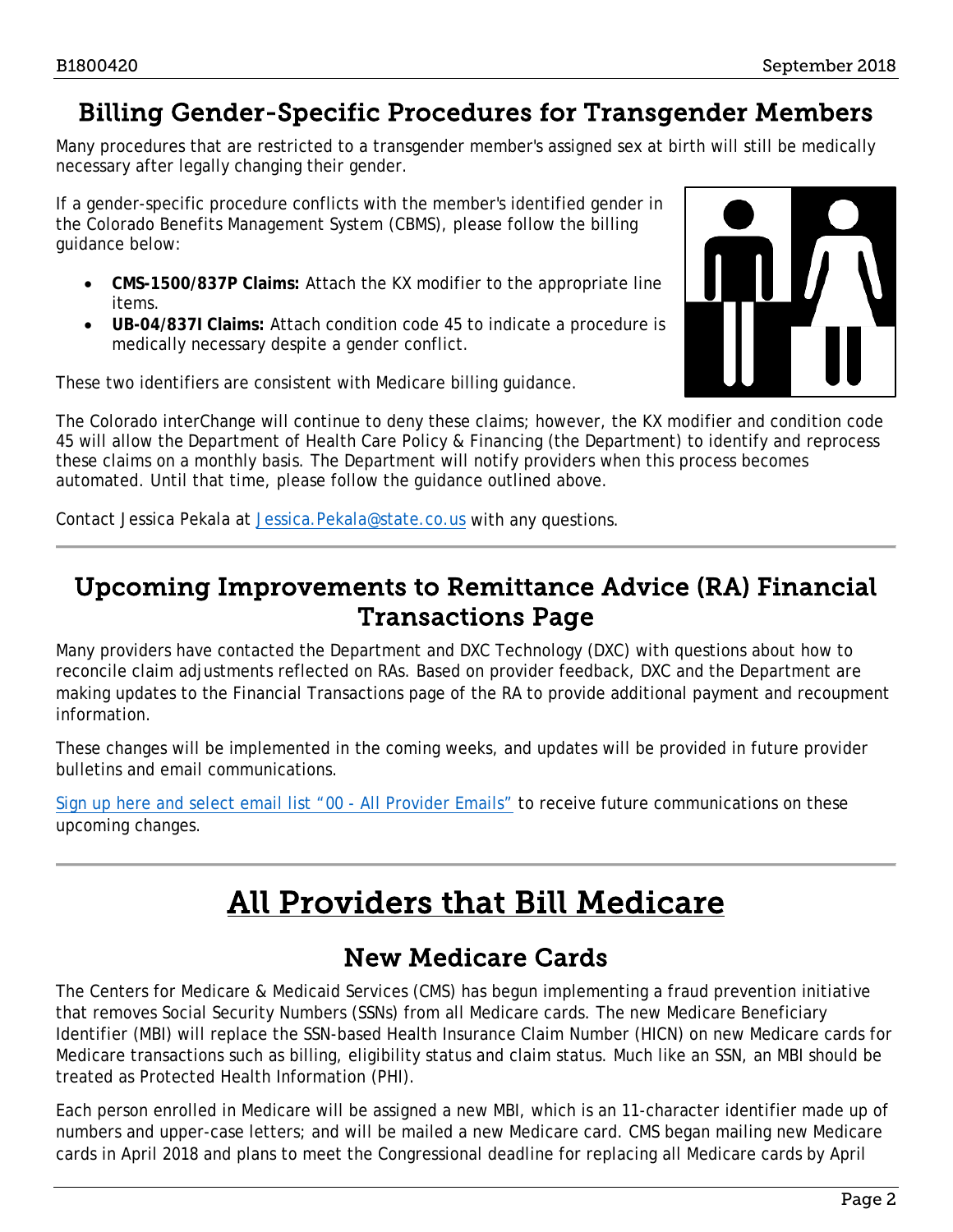## Billing Gender-Specific Procedures for Transgender Members

Many procedures that are restricted to a transgender member's assigned sex at birth will still be medically necessary after legally changing their gender.

If a gender-specific procedure conflicts with the member's identified gender in the Colorado Benefits Management System (CBMS), please follow the billing guidance below:

- **CMS-1500/837P Claims:** Attach the KX modifier to the appropriate line items.
- **UB-04/837I Claims:** Attach condition code 45 to indicate a procedure is medically necessary despite a gender conflict.

These two identifiers are consistent with Medicare billing guidance.

The Colorado interChange will continue to deny these claims; however, the KX modifier and condition code 45 will allow the Department of Health Care Policy & Financing (the Department) to identify and reprocess these claims on a monthly basis. The Department will notify providers when this process becomes automated. Until that time, please follow the guidance outlined above.

Contact Jessica Pekala at Jessica.Pekala@state.co.us with any questions.

## Upcoming Improvements to Remittance Advice (RA) Financial Transactions Page

Many providers have contacted the Department and DXC Technology (DXC) with questions about how to reconcile claim adjustments reflected on RAs. Based on provider feedback, DXC and the Department are making updates to the Financial Transactions page of the RA to provide additional payment and recoupment information.

These changes will be implemented in the coming weeks, and updates will be provided in future provider bulletins and email communications.

Sign up here and select email list "00 - All Provider Emails" to receive future communications on these upcoming changes.

# All Providers that Bill Medicare

## New Medicare Cards

The Centers for Medicare & Medicaid Services (CMS) has begun implementing a fraud prevention initiative that removes Social Security Numbers (SSNs) from all Medicare cards. The new Medicare Beneficiary Identifier (MBI) will replace the SSN-based Health Insurance Claim Number (HICN) on new Medicare cards for Medicare transactions such as billing, eligibility status and claim status. Much like an SSN, an MBI should be treated as Protected Health Information (PHI).

Each person enrolled in Medicare will be assigned a new MBI, which is an 11-character identifier made up of numbers and upper-case letters; and will be mailed a new Medicare card. CMS began mailing new Medicare cards in April 2018 and plans to meet the Congressional deadline for replacing all Medicare cards by April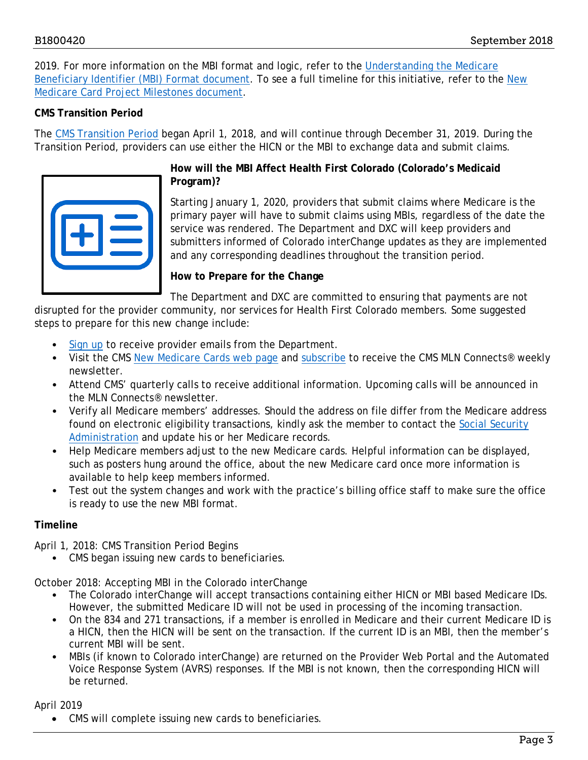2019. For more information on the MBI format and logic, refer to the Understanding the Medicare Beneficiary Identifier (MBI) Format document. To see a full timeline for this initiative, refer to the New Medicare Card Project Milestones document.

**CMS Transition Period**

The CMS Transition Period began April 1, 2018, and will continue through December 31, 2019. During the Transition Period, providers can use either the HICN or the MBI to exchange data and submit claims.

**How will the MBI Affect Health First Colorado (Colorado's Medicaid Program)?**

Starting January 1, 2020, providers that submit claims where Medicare is the primary payer will have to submit claims using MBIs, regardless of the date the service was rendered. The Department and DXC will keep providers and submitters informed of Colorado interChange updates as they are implemented and any corresponding deadlines throughout the transition period.

**How to Prepare for the Change**

The Department and DXC are committed to ensuring that payments are not disrupted for the provider community, nor services for Health First Colorado members. Some suggested steps to prepare for this new change include:

- Sign up to receive provider emails from the Department.
- Visit the CMS New Medicare Cards web page and subscribe to receive the CMS MLN Connects® weekly newsletter.
- Attend CMS' quarterly calls to receive additional information. Upcoming calls will be announced in the MLN Connects® newsletter.
- Verify all Medicare members' addresses. Should the address on file differ from the Medicare address found on electronic eligibility transactions, kindly ask the member to contact the Social Security Administration and update his or her Medicare records.
- Help Medicare members adjust to the new Medicare cards. Helpful information can be displayed, such as posters hung around the office, about the new Medicare card once more information is available to help keep members informed.
- Test out the system changes and work with the practice's billing office staff to make sure the office is ready to use the new MBI format.

**Timeline**

April 1, 2018: CMS Transition Period Begins

- CMS began issuing new cards to beneficiaries.

October 2018: Accepting MBI in the Colorado interChange

- The Colorado interChange will accept transactions containing either HICN or MBI based Medicare IDs. However, the submitted Medicare ID will not be used in processing of the incoming transaction.
- On the 834 and 271 transactions, if a member is enrolled in Medicare and their current Medicare ID is a HICN, then the HICN will be sent on the transaction. If the current ID is an MBI, then the member's current MBI will be sent.
- MBIs (if known to Colorado interChange) are returned on the Provider Web Portal and the Automated Voice Response System (AVRS) responses. If the MBI is not known, then the corresponding HICN will be returned.

April 2019

- CMS will complete issuing new cards to beneficiaries.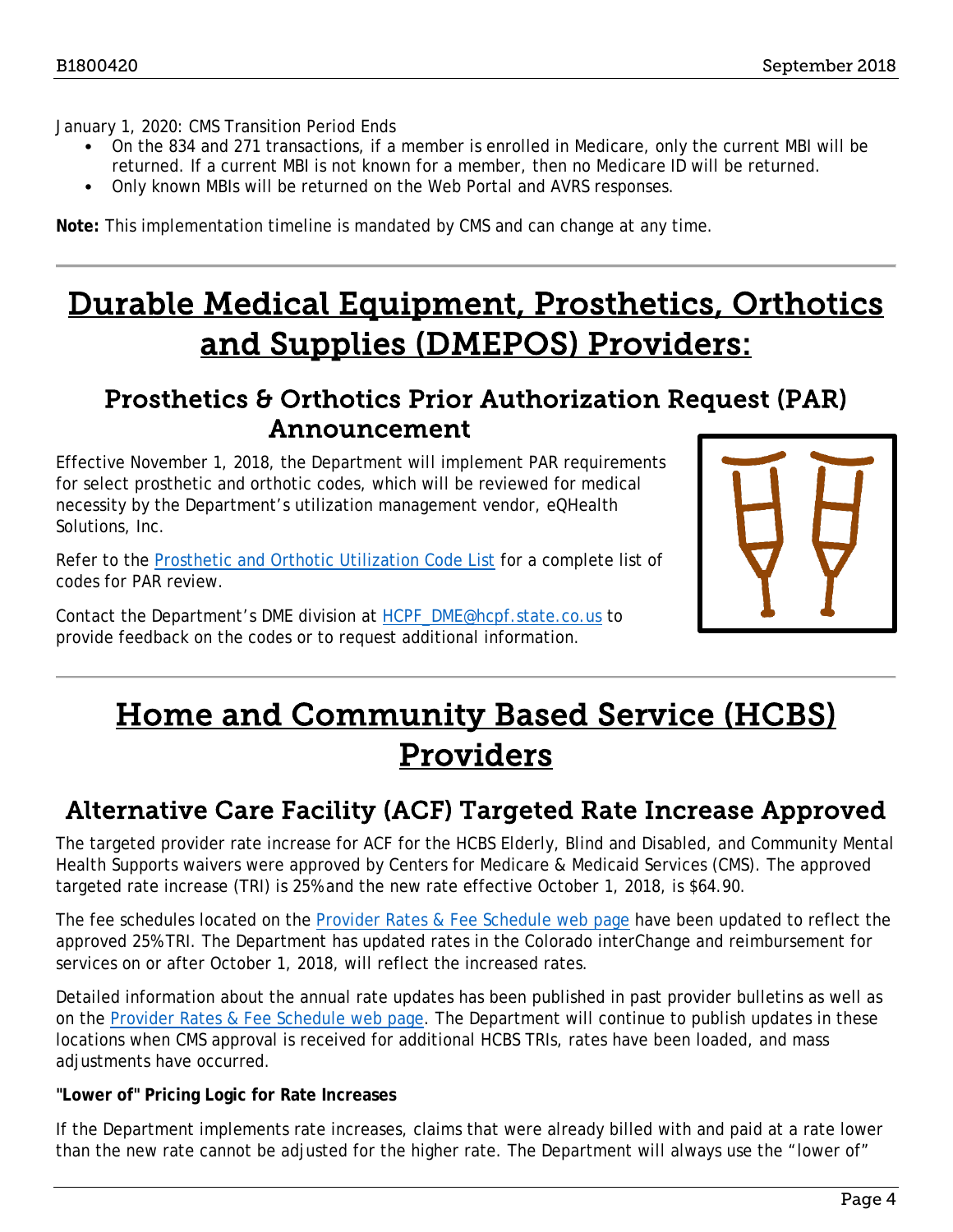January 1, 2020: CMS Transition Period Ends

- On the 834 and 271 transactions, if a member is enrolled in Medicare, only the current MBI will be returned. If a current MBI is not known for a member, then no Medicare ID will be returned.
- Only known MBIs will be returned on the Web Portal and AVRS responses.

**Note:** This implementation timeline is mandated by CMS and can change at any time.

# Durable Medical Equipment, Prosthetics, Orthotics and Supplies (DMEPOS) Providers:

## Prosthetics & Orthotics Prior Authorization Request (PAR) Announcement

Effective November 1, 2018, the Department will implement PAR requirements for select prosthetic and orthotic codes, which will be reviewed for medical necessity by the Department's utilization management vendor, eQHealth Solutions, Inc.

Refer to the Prosthetic and Orthotic Utilization Code List for a complete list of codes for PAR review.

Contact the Department's DME division at HCPF_DME@hcpf.state.co.us to provide feedback on the codes or to request additional information.

# Home and Community Based Service (HCBS) Providers

## Alternative Care Facility (ACF) Targeted Rate Increase Approved

The targeted provider rate increase for ACF for the HCBS Elderly, Blind and Disabled, and Community Mental Health Supports waivers were approved by Centers for Medicare & Medicaid Services (CMS). The approved targeted rate increase (TRI) is 25% and the new rate effective October 1, 2018, is $64.90.

The fee schedules located on the Provider Rates & Fee Schedule web page have been updated to reflect the approved 25% TRI. The Department has updated rates in the Colorado interChange and reimbursement for services on or after October 1, 2018, will reflect the increased rates.

Detailed information about the annual rate updates has been published in past provider bulletins as well as on the Provider Rates & Fee Schedule web page. The Department will continue to publish updates in these locations when CMS approval is received for additional HCBS TRIs, rates have been loaded, and mass adjustments have occurred.

**"Lower of" Pricing Logic for Rate Increases**

If the Department implements rate increases, claims that were already billed with and paid at a rate lower than the new rate cannot be adjusted for the higher rate. The Department will always use the "lower of"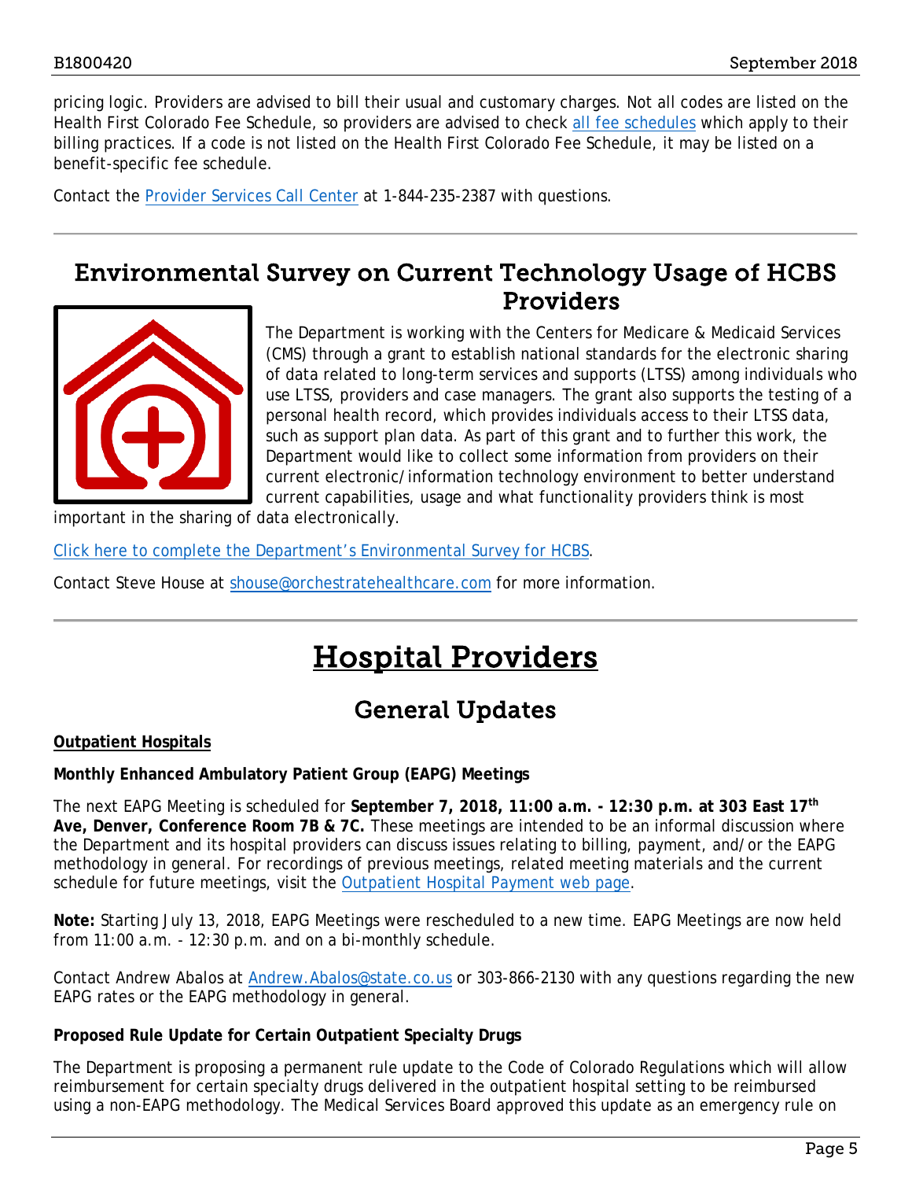pricing logic. Providers are advised to bill their usual and customary charges. Not all codes are listed on the Health First Colorado Fee Schedule, so providers are advised to check all fee schedules which apply to their billing practices. If a code is not listed on the Health First Colorado Fee Schedule, it may be listed on a benefit-specific fee schedule.

Contact the Provider Services Call Center at 1-844-235-2387 with questions.

## Environmental Survey on Current Technology Usage of HCBS Providers

The Department is working with the Centers for Medicare & Medicaid Services (CMS) through a grant to establish national standards for the electronic sharing of data related to long-term services and supports (LTSS) among individuals who use LTSS, providers and case managers. The grant also supports the testing of a personal health record, which provides individuals access to their LTSS data, such as support plan data. As part of this grant and to further this work, the Department would like to collect some information from providers on their current electronic/information technology environment to better understand current capabilities, usage and what functionality providers think is most important in the sharing of data electronically.

Click here to complete the Department's Environmental Survey for HCBS.

Contact Steve House at shouse@orchestratehealthcare.com for more information.

# Hospital Providers

## General Updates

**Outpatient Hospitals**

**Monthly Enhanced Ambulatory Patient Group (EAPG) Meetings**

The next EAPG Meeting is scheduled for **September 7, 2018, 11:00 a.m. - 12:30 p.m. at 303 East 17th Ave, Denver, Conference Room 7B & 7C.** These meetings are intended to be an informal discussion where the Department and its hospital providers can discuss issues relating to billing, payment, and/or the EAPG methodology in general. For recordings of previous meetings, related meeting materials and the current schedule for future meetings, visit the Outpatient Hospital Payment web page.

**Note:** Starting July 13, 2018, EAPG Meetings were rescheduled to a new time. EAPG Meetings are now held from 11:00 a.m. - 12:30 p.m. and on a bi-monthly schedule.

Contact Andrew Abalos at Andrew.Abalos@state.co.us or 303-866-2130 with any questions regarding the new EAPG rates or the EAPG methodology in general.

**Proposed Rule Update for Certain Outpatient Specialty Drugs**

The Department is proposing a permanent rule update to the Code of Colorado Regulations which will allow reimbursement for certain specialty drugs delivered in the outpatient hospital setting to be reimbursed using a non-EAPG methodology. The Medical Services Board approved this update as an emergency rule on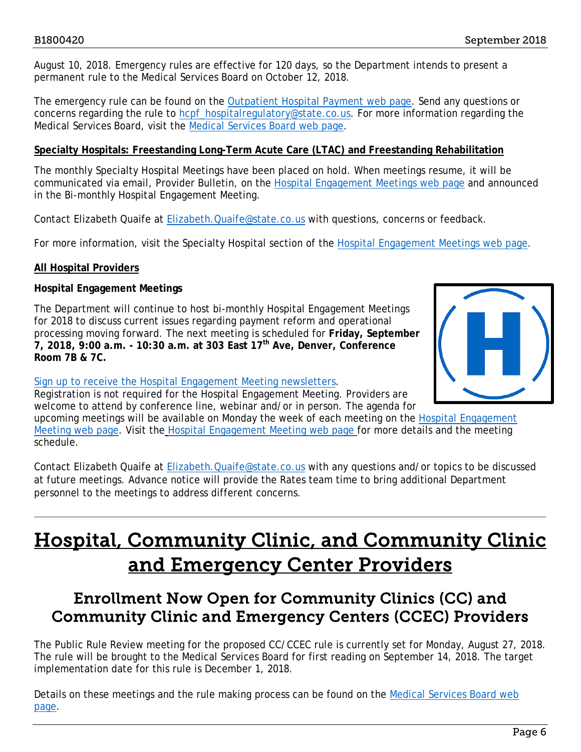August 10, 2018. Emergency rules are effective for 120 days, so the Department intends to present a permanent rule to the Medical Services Board on October 12, 2018.

The emergency rule can be found on the Outpatient Hospital Payment web page. Send any questions or concerns regarding the rule to hcpf_hospitalregulatory@state.co.us. For more information regarding the Medical Services Board, visit the Medical Services Board web page.

**Specialty Hospitals: Freestanding Long-Term Acute Care (LTAC) and Freestanding Rehabilitation**

The monthly Specialty Hospital Meetings have been placed on hold. When meetings resume, it will be communicated via email, Provider Bulletin, on the Hospital Engagement Meetings web page and announced in the Bi-monthly Hospital Engagement Meeting.

Contact Elizabeth Quaife at Elizabeth.Quaife@state.co.us with questions, concerns or feedback.

For more information, visit the Specialty Hospital section of the Hospital Engagement Meetings web page.

**All Hospital Providers**

**Hospital Engagement Meetings**

The Department will continue to host bi-monthly Hospital Engagement Meetings for 2018 to discuss current issues regarding payment reform and operational processing moving forward. The next meeting is scheduled for **Friday, September 7, 2018, 9:00 a.m. - 10:30 a.m. at 303 East 17th Ave, Denver, Conference Room 7B & 7C.**

Sign up to receive the Hospital Engagement Meeting newsletters.
Registration is not required for the Hospital Engagement Meeting. Providers are welcome to attend by conference line, webinar and/or in person. The agenda for upcoming meetings will be available on Monday the week of each meeting on the Hospital Engagement Meeting web page. Visit the Hospital Engagement Meeting web page for more details and the meeting schedule.

Contact Elizabeth Quaife at Elizabeth.Quaife@state.co.us with any questions and/or topics to be discussed at future meetings. Advance notice will provide the Rates team time to bring additional Department personnel to the meetings to address different concerns.

# Hospital, Community Clinic, and Community Clinic and Emergency Center Providers

## Enrollment Now Open for Community Clinics (CC) and Community Clinic and Emergency Centers (CCEC) Providers

The Public Rule Review meeting for the proposed CC/CCEC rule is currently set for Monday, August 27, 2018. The rule will be brought to the Medical Services Board for first reading on September 14, 2018. The target implementation date for this rule is December 1, 2018.

Details on these meetings and the rule making process can be found on the Medical Services Board web page.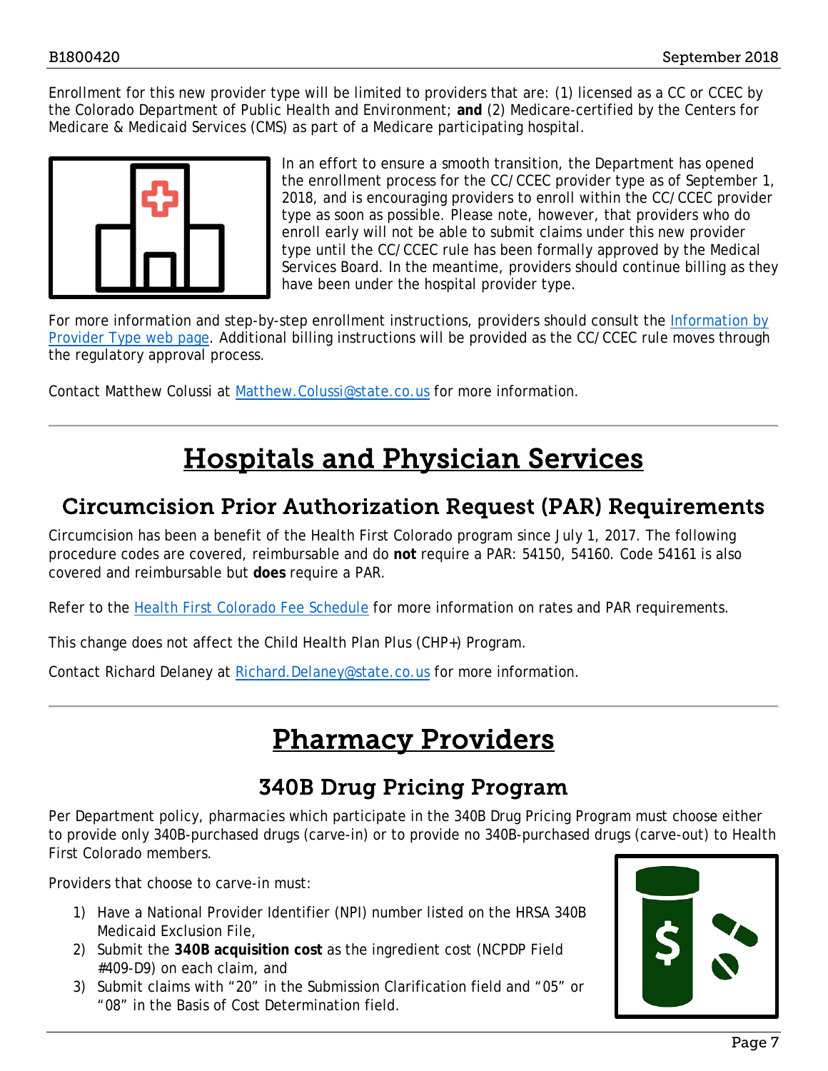Enrollment for this new provider type will be limited to providers that are: (1) licensed as a CC or CCEC by the Colorado Department of Public Health and Environment; **and** (2) Medicare-certified by the Centers for Medicare & Medicaid Services (CMS) as part of a Medicare participating hospital.

In an effort to ensure a smooth transition, the Department has opened the enrollment process for the CC/CCEC provider type as of September 1, 2018, and is encouraging providers to enroll within the CC/CCEC provider type as soon as possible. Please note, however, that providers who do enroll early will not be able to submit claims under this new provider type until the CC/CCEC rule has been formally approved by the Medical Services Board. In the meantime, providers should continue billing as they have been under the hospital provider type.

For more information and step-by-step enrollment instructions, providers should consult the Information by Provider Type web page. Additional billing instructions will be provided as the CC/CCEC rule moves through the regulatory approval process.

Contact Matthew Colussi at Matthew.Colussi@state.co.us for more information.

# Hospitals and Physician Services

## Circumcision Prior Authorization Request (PAR) Requirements

Circumcision has been a benefit of the Health First Colorado program since July 1, 2017. The following procedure codes are covered, reimbursable and do **not** require a PAR: 54150, 54160. Code 54161 is also covered and reimbursable but **does** require a PAR.

Refer to the Health First Colorado Fee Schedule for more information on rates and PAR requirements.

This change does not affect the Child Health Plan Plus (CHP+) Program.

Contact Richard Delaney at Richard.Delaney@state.co.us for more information.

# Pharmacy Providers

## 340B Drug Pricing Program

Per Department policy, pharmacies which participate in the 340B Drug Pricing Program must choose either to provide only 340B-purchased drugs (carve-in) or to provide no 340B-purchased drugs (carve-out) to Health First Colorado members.

Providers that choose to carve-in must:

1) Have a National Provider Identifier (NPI) number listed on the HRSA 340B Medicaid Exclusion File,
2) Submit the **340B acquisition cost** as the ingredient cost (NCPDP Field #409-D9) on each claim, and
3) Submit claims with "20" in the Submission Clarification field and "05" or "08" in the Basis of Cost Determination field.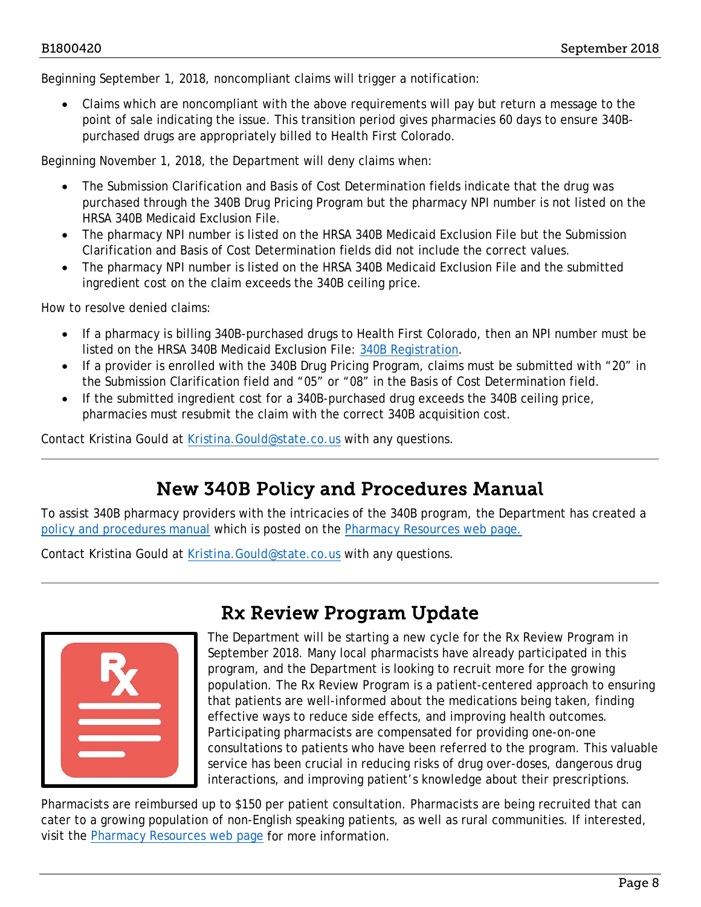Beginning September 1, 2018, noncompliant claims will trigger a notification:

- Claims which are noncompliant with the above requirements will pay but return a message to the point of sale indicating the issue. This transition period gives pharmacies 60 days to ensure 340B-purchased drugs are appropriately billed to Health First Colorado.

Beginning November 1, 2018, the Department will deny claims when:

- The Submission Clarification and Basis of Cost Determination fields indicate that the drug was purchased through the 340B Drug Pricing Program but the pharmacy NPI number is not listed on the HRSA 340B Medicaid Exclusion File.
- The pharmacy NPI number is listed on the HRSA 340B Medicaid Exclusion File but the Submission Clarification and Basis of Cost Determination fields did not include the correct values.
- The pharmacy NPI number is listed on the HRSA 340B Medicaid Exclusion File and the submitted ingredient cost on the claim exceeds the 340B ceiling price.

How to resolve denied claims:

- If a pharmacy is billing 340B-purchased drugs to Health First Colorado, then an NPI number must be listed on the HRSA 340B Medicaid Exclusion File: 340B Registration.
- If a provider is enrolled with the 340B Drug Pricing Program, claims must be submitted with "20" in the Submission Clarification field and "05" or "08" in the Basis of Cost Determination field.
- If the submitted ingredient cost for a 340B-purchased drug exceeds the 340B ceiling price, pharmacies must resubmit the claim with the correct 340B acquisition cost.

Contact Kristina Gould at Kristina.Gould@state.co.us with any questions.

## New 340B Policy and Procedures Manual

To assist 340B pharmacy providers with the intricacies of the 340B program, the Department has created a policy and procedures manual which is posted on the Pharmacy Resources web page.

Contact Kristina Gould at Kristina.Gould@state.co.us with any questions.

## Rx Review Program Update

The Department will be starting a new cycle for the Rx Review Program in September 2018. Many local pharmacists have already participated in this program, and the Department is looking to recruit more for the growing population. The Rx Review Program is a patient-centered approach to ensuring that patients are well-informed about the medications being taken, finding effective ways to reduce side effects, and improving health outcomes. Participating pharmacists are compensated for providing one-on-one consultations to patients who have been referred to the program. This valuable service has been crucial in reducing risks of drug over-doses, dangerous drug interactions, and improving patient's knowledge about their prescriptions.

Pharmacists are reimbursed up to $150 per patient consultation. Pharmacists are being recruited that can cater to a growing population of non-English speaking patients, as well as rural communities. If interested, visit the Pharmacy Resources web page for more information.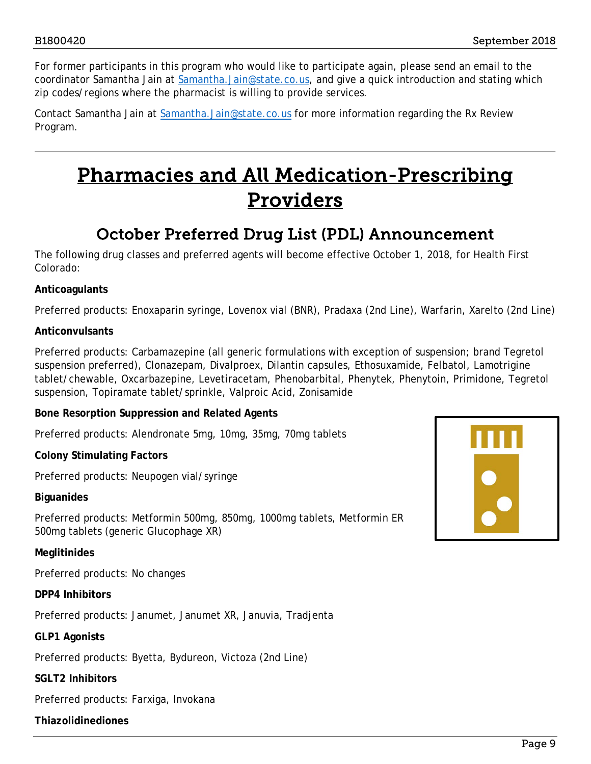For former participants in this program who would like to participate again, please send an email to the coordinator Samantha Jain at [Samantha.Jain@state.co.us](mailto:Samantha.Jain@state.co.us), and give a quick introduction and stating which zip codes/regions where the pharmacist is willing to provide services.

Contact Samantha Jain at [Samantha.Jain@state.co.us](mailto:Samantha.Jain@state.co.us) for more information regarding the Rx Review Program.

---

# Pharmacies and All Medication-Prescribing Providers

## October Preferred Drug List (PDL) Announcement

The following drug classes and preferred agents will become effective October 1, 2018, for Health First Colorado:

**Anticoagulants**

Preferred products: Enoxaparin syringe, Lovenox vial (BNR), Pradaxa (2nd Line), Warfarin, Xarelto (2nd Line)

**Anticonvulsants**

Preferred products: Carbamazepine (all generic formulations with exception of suspension; brand Tegretol suspension preferred), Clonazepam, Divalproex, Dilantin capsules, Ethosuxamide, Felbatol, Lamotrigine tablet/chewable, Oxcarbazepine, Levetiracetam, Phenobarbital, Phenytek, Phenytoin, Primidone, Tegretol suspension, Topiramate tablet/sprinkle, Valproic Acid, Zonisamide

**Bone Resorption Suppression and Related Agents**

Preferred products: Alendronate 5mg, 10mg, 35mg, 70mg tablets

**Colony Stimulating Factors**

Preferred products: Neupogen vial/syringe

**Biguanides**

Preferred products: Metformin 500mg, 850mg, 1000mg tablets, Metformin ER 500mg tablets (generic Glucophage XR)

**Meglitinides**

Preferred products: No changes

**DPP4 Inhibitors**

Preferred products: Janumet, Janumet XR, Januvia, Tradjenta

**GLP1 Agonists**

Preferred products: Byetta, Bydureon, Victoza (2nd Line)

**SGLT2 Inhibitors**

Preferred products: Farxiga, Invokana

**Thiazolidinediones**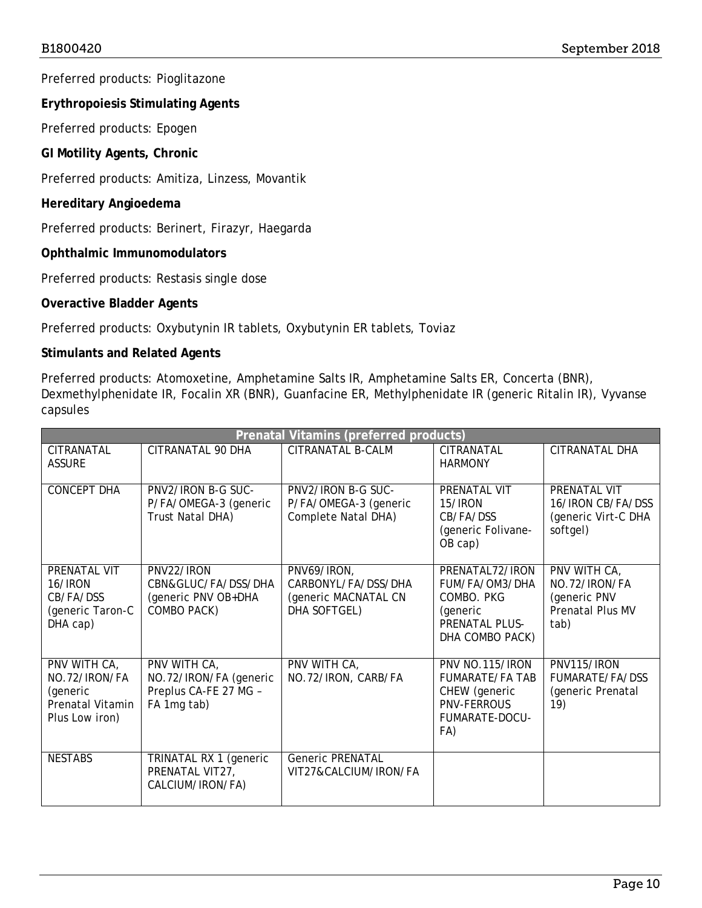Preferred products: Pioglitazone

**Erythropoiesis Stimulating Agents**

Preferred products: Epogen

**GI Motility Agents, Chronic**

Preferred products: Amitiza, Linzess, Movantik

**Hereditary Angioedema**

Preferred products: Berinert, Firazyr, Haegarda

**Ophthalmic Immunomodulators**

Preferred products: Restasis single dose

**Overactive Bladder Agents**

Preferred products: Oxybutynin IR tablets, Oxybutynin ER tablets, Toviaz

**Stimulants and Related Agents**

Preferred products: Atomoxetine, Amphetamine Salts IR, Amphetamine Salts ER, Concerta (BNR), Dexmethylphenidate IR, Focalin XR (BNR), Guanfacine ER, Methylphenidate IR (generic Ritalin IR), Vyvanse capsules

| Prenatal Vitamins (preferred products) | | | | |
|---|---|---|---|---|
| CITRANATAL ASSURE | CITRANATAL 90 DHA | CITRANATAL B-CALM | CITRANATAL HARMONY | CITRANATAL DHA |
| CONCEPT DHA | PNV2/IRON B-G SUC-P/FA/OMEGA-3 (generic Trust Natal DHA) | PNV2/IRON B-G SUC-P/FA/OMEGA-3 (generic Complete Natal DHA) | PRENATAL VIT 15/IRON CB/FA/DSS (generic Folivane-OB cap) | PRENATAL VIT 16/IRON CB/FA/DSS (generic Virt-C DHA softgel) |
| PRENATAL VIT 16/IRON CB/FA/DSS (generic Taron-C DHA cap) | PNV22/IRON CBN&GLUC/FA/DSS/DHA (generic PNV OB+DHA COMBO PACK) | PNV69/IRON, CARBONYL/FA/DSS/DHA (generic MACNATAL CN DHA SOFTGEL) | PRENATAL72/IRON FUM/FA/OM3/DHA COMBO. PKG (generic PRENATAL PLUS-DHA COMBO PACK) | PNV WITH CA, NO.72/IRON/FA (generic PNV Prenatal Plus MV tab) |
| PNV WITH CA, NO.72/IRON/FA (generic Prenatal Vitamin Plus Low iron) | PNV WITH CA, NO.72/IRON/FA (generic Preplus CA-FE 27 MG – FA 1mg tab) | PNV WITH CA, NO.72/IRON, CARB/FA | PNV NO.115/IRON FUMARATE/FA TAB CHEW (generic PNV-FERROUS FUMARATE-DOCU-FA) | PNV115/IRON FUMARATE/FA/DSS (generic Prenatal 19) |
| NESTABS | TRINATAL RX 1 (generic PRENATAL VIT27, CALCIUM/IRON/FA) | Generic PRENATAL VIT27&CALCIUM/IRON/FA | | |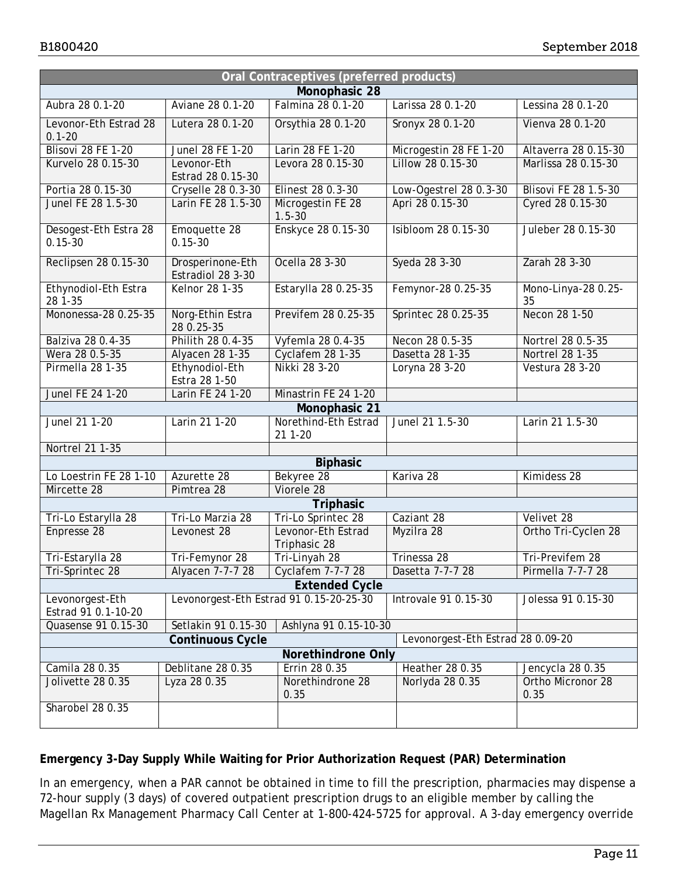| Oral Contraceptives (preferred products) | | | | |
|---|---|---|---|---|
| **Monophasic 28** | | | | |
| Aubra 28 0.1-20 | Aviane 28 0.1-20 | Falmina 28 0.1-20 | Larissa 28 0.1-20 | Lessina 28 0.1-20 |
| Levonor-Eth Estrad 28 0.1-20 | Lutera 28 0.1-20 | Orsythia 28 0.1-20 | Sronyx 28 0.1-20 | Vienva 28 0.1-20 |
| Blisovi 28 FE 1-20 | Junel 28 FE 1-20 | Larin 28 FE 1-20 | Microgestin 28 FE 1-20 | Altaverra 28 0.15-30 |
| Kurvelo 28 0.15-30 | Levonor-Eth Estrad 28 0.15-30 | Levora 28 0.15-30 | Lillow 28 0.15-30 | Marlissa 28 0.15-30 |
| Portia 28 0.15-30 | Cryselle 28 0.3-30 | Elinest 28 0.3-30 | Low-Ogestrel 28 0.3-30 | Blisovi FE 28 1.5-30 |
| Junel FE 28 1.5-30 | Larin FE 28 1.5-30 | Microgestin FE 28 1.5-30 | Apri 28 0.15-30 | Cyred 28 0.15-30 |
| Desogest-Eth Estra 28 0.15-30 | Emoquette 28 0.15-30 | Enskyce 28 0.15-30 | Isibloom 28 0.15-30 | Juleber 28 0.15-30 |
| Reclipsen 28 0.15-30 | Drosperinone-Eth Estradiol 28 3-30 | Ocella 28 3-30 | Syeda 28 3-30 | Zarah 28 3-30 |
| Ethynodiol-Eth Estra 28 1-35 | Kelnor 28 1-35 | Estarylla 28 0.25-35 | Femynor-28 0.25-35 | Mono-Linya-28 0.25-35 |
| Mononessa-28 0.25-35 | Norg-Ethin Estra 28 0.25-35 | Previfem 28 0.25-35 | Sprintec 28 0.25-35 | Necon 28 1-50 |
| Balziva 28 0.4-35 | Philith 28 0.4-35 | Vyfemla 28 0.4-35 | Necon 28 0.5-35 | Nortrel 28 0.5-35 |
| Wera 28 0.5-35 | Alyacen 28 1-35 | Cyclafem 28 1-35 | Dasetta 28 1-35 | Nortrel 28 1-35 |
| Pirmella 28 1-35 | Ethynodiol-Eth Estra 28 1-50 | Nikki 28 3-20 | Loryna 28 3-20 | Vestura 28 3-20 |
| Junel FE 24 1-20 | Larin FE 24 1-20 | Minastrin FE 24 1-20 | | |
| **Monophasic 21** | | | | |
| Junel 21 1-20 | Larin 21 1-20 | Norethind-Eth Estrad 21 1-20 | Junel 21 1.5-30 | Larin 21 1.5-30 |
| Nortrel 21 1-35 | | | | |
| **Biphasic** | | | | |
| Lo Loestrin FE 28 1-10 | Azurette 28 | Bekyree 28 | Kariva 28 | Kimidess 28 |
| Mircette 28 | Pimtrea 28 | Viorele 28 | | |
| **Triphasic** | | | | |
| Tri-Lo Estarylla 28 | Tri-Lo Marzia 28 | Tri-Lo Sprintec 28 | Caziant 28 | Velivet 28 |
| Enpresse 28 | Levonest 28 | Levonor-Eth Estrad Triphasic 28 | Myzilra 28 | Ortho Tri-Cyclen 28 |
| Tri-Estarylla 28 | Tri-Femynor 28 | Tri-Linyah 28 | Trinessa 28 | Tri-Previfem 28 |
| Tri-Sprintec 28 | Alyacen 7-7-7 28 | Cyclafem 7-7-7 28 | Dasetta 7-7-7 28 | Pirmella 7-7-7 28 |
| **Extended Cycle** | | | | |
| Levonorgest-Eth Estrad 91 0.1-10-20 | Levonorgest-Eth Estrad 91 0.15-20-25-30 | | Introvale 91 0.15-30 | Jolessa 91 0.15-30 |
| Quasense 91 0.15-30 | Setlakin 91 0.15-30 | Ashlyna 91 0.15-10-30 | | |
| **Continuous Cycle** | | | Levonorgest-Eth Estrad 28 0.09-20 | |
| **Norethindrone Only** | | | | |
| Camila 28 0.35 | Deblitane 28 0.35 | Errin 28 0.35 | Heather 28 0.35 | Jencycla 28 0.35 |
| Jolivette 28 0.35 | Lyza 28 0.35 | Norethindrone 28 0.35 | Norlyda 28 0.35 | Ortho Micronor 28 0.35 |
| Sharobel 28 0.35 | | | | |

**Emergency 3-Day Supply While Waiting for Prior Authorization Request (PAR) Determination**

In an emergency, when a PAR cannot be obtained in time to fill the prescription, pharmacies may dispense a 72-hour supply (3 days) of covered outpatient prescription drugs to an eligible member by calling the Magellan Rx Management Pharmacy Call Center at 1-800-424-5725 for approval. A 3-day emergency override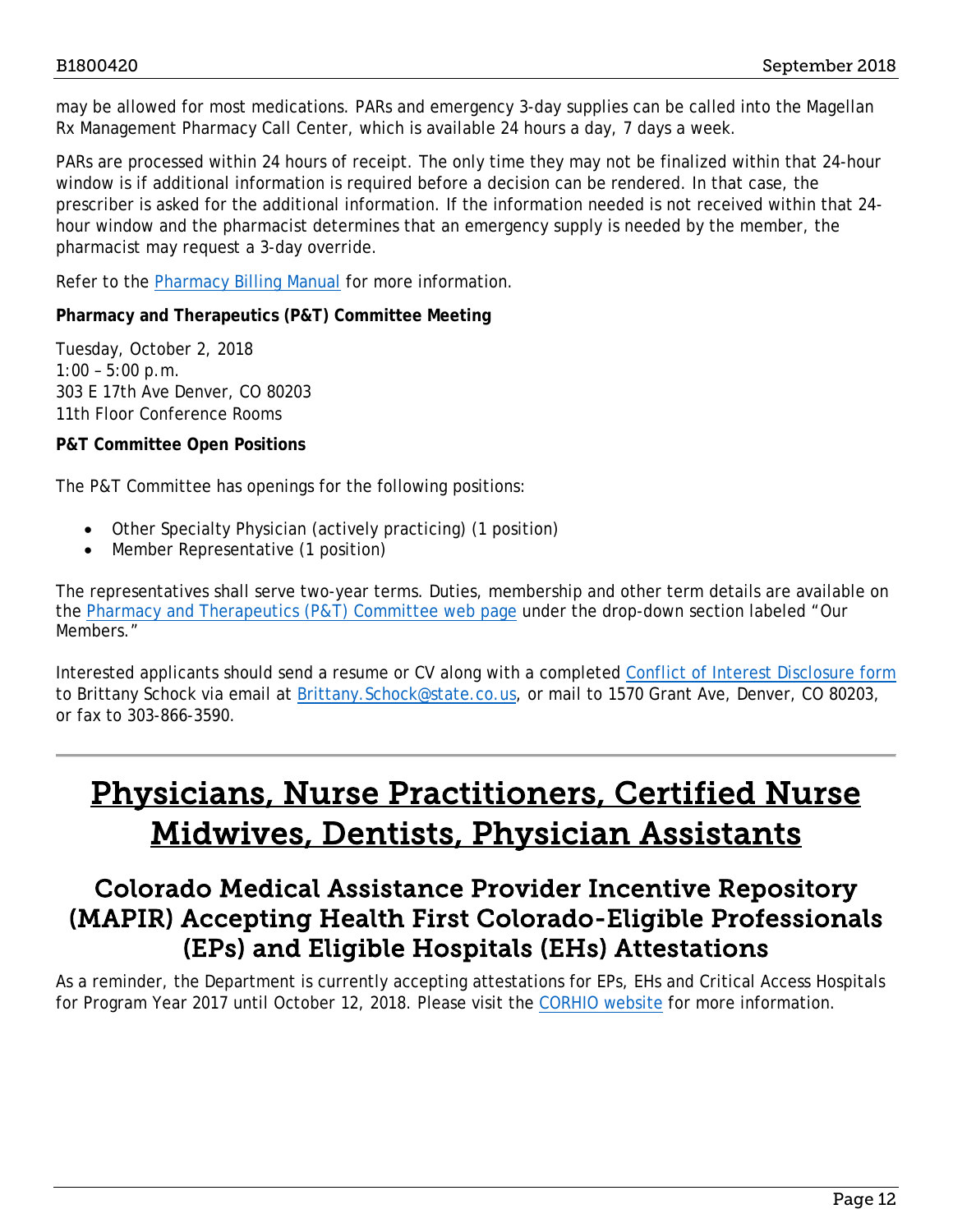may be allowed for most medications. PARs and emergency 3-day supplies can be called into the Magellan Rx Management Pharmacy Call Center, which is available 24 hours a day, 7 days a week.

PARs are processed within 24 hours of receipt. The only time they may not be finalized within that 24-hour window is if additional information is required before a decision can be rendered. In that case, the prescriber is asked for the additional information. If the information needed is not received within that 24-hour window and the pharmacist determines that an emergency supply is needed by the member, the pharmacist may request a 3-day override.

Refer to the [Pharmacy Billing Manual] for more information.

**Pharmacy and Therapeutics (P&T) Committee Meeting**

Tuesday, October 2, 2018
1:00 – 5:00 p.m.
303 E 17th Ave Denver, CO 80203
11th Floor Conference Rooms

**P&T Committee Open Positions**

The P&T Committee has openings for the following positions:

- Other Specialty Physician (actively practicing) (1 position)
- Member Representative (1 position)

The representatives shall serve two-year terms. Duties, membership and other term details are available on the [Pharmacy and Therapeutics (P&T) Committee web page] under the drop-down section labeled "Our Members."

Interested applicants should send a resume or CV along with a completed [Conflict of Interest Disclosure form] to Brittany Schock via email at Brittany.Schock@state.co.us, or mail to 1570 Grant Ave, Denver, CO 80203, or fax to 303-866-3590.

---

# Physicians, Nurse Practitioners, Certified Nurse Midwives, Dentists, Physician Assistants

## Colorado Medical Assistance Provider Incentive Repository (MAPIR) Accepting Health First Colorado-Eligible Professionals (EPs) and Eligible Hospitals (EHs) Attestations

As a reminder, the Department is currently accepting attestations for EPs, EHs and Critical Access Hospitals for Program Year 2017 until October 12, 2018. Please visit the [CORHIO website] for more information.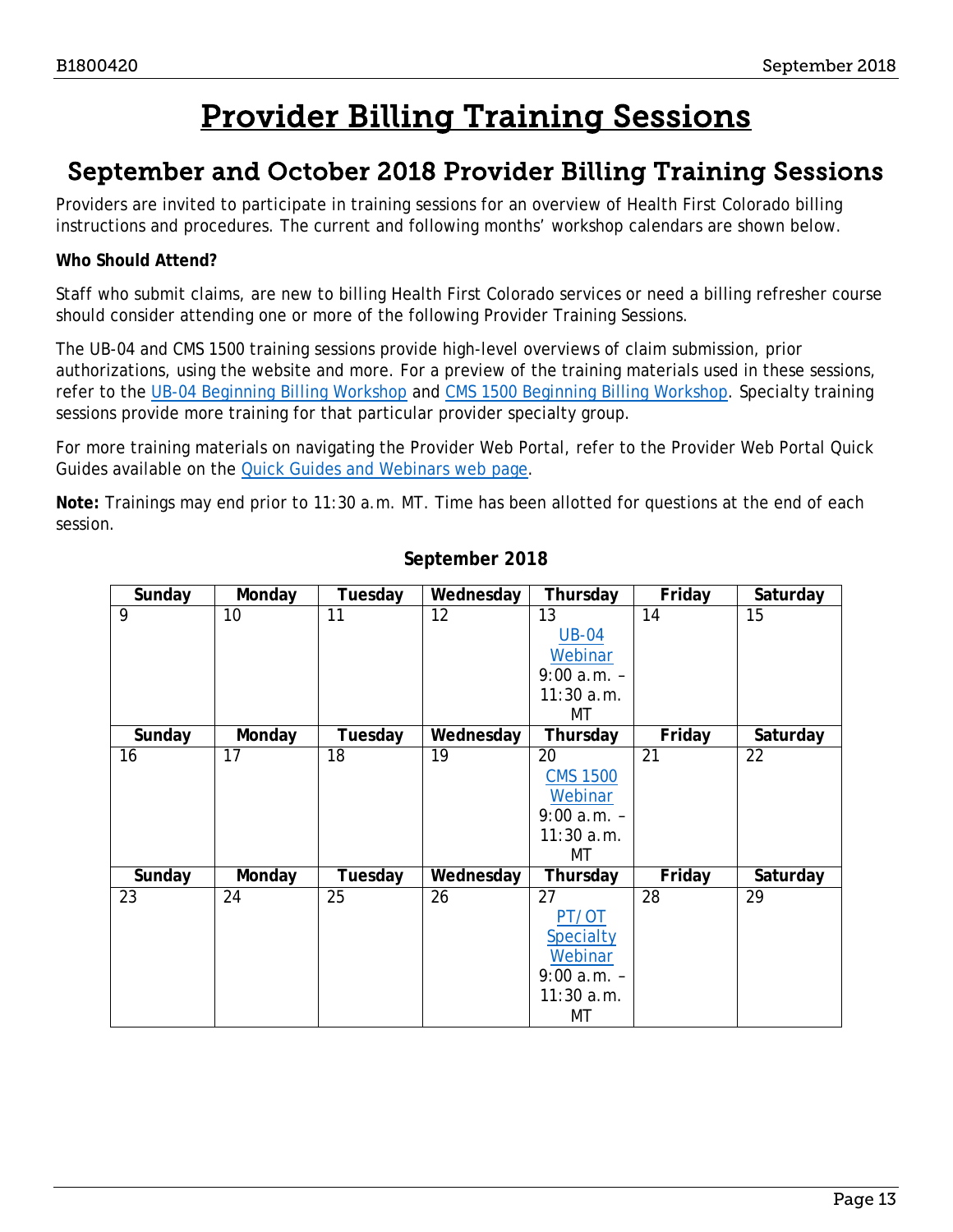# Provider Billing Training Sessions

## September and October 2018 Provider Billing Training Sessions

Providers are invited to participate in training sessions for an overview of Health First Colorado billing instructions and procedures. The current and following months' workshop calendars are shown below.

**Who Should Attend?**

Staff who submit claims, are new to billing Health First Colorado services or need a billing refresher course should consider attending one or more of the following Provider Training Sessions.

The UB-04 and CMS 1500 training sessions provide high-level overviews of claim submission, prior authorizations, using the website and more. For a preview of the training materials used in these sessions, refer to the UB-04 Beginning Billing Workshop and CMS 1500 Beginning Billing Workshop. Specialty training sessions provide more training for that particular provider specialty group.

For more training materials on navigating the Provider Web Portal, refer to the Provider Web Portal Quick Guides available on the Quick Guides and Webinars web page.

**Note:** Trainings may end prior to 11:30 a.m. MT. Time has been allotted for questions at the end of each session.

**September 2018**

| Sunday | Monday | Tuesday | Wednesday | Thursday | Friday | Saturday |
|---|---|---|---|---|---|---|
| 9 | 10 | 11 | 12 | 13 UB-04 Webinar 9:00 a.m. – 11:30 a.m. MT | 14 | 15 |
| 16 | 17 | 18 | 19 | 20 CMS 1500 Webinar 9:00 a.m. – 11:30 a.m. MT | 21 | 22 |
| 23 | 24 | 25 | 26 | 27 PT/OT Specialty Webinar 9:00 a.m. – 11:30 a.m. MT | 28 | 29 |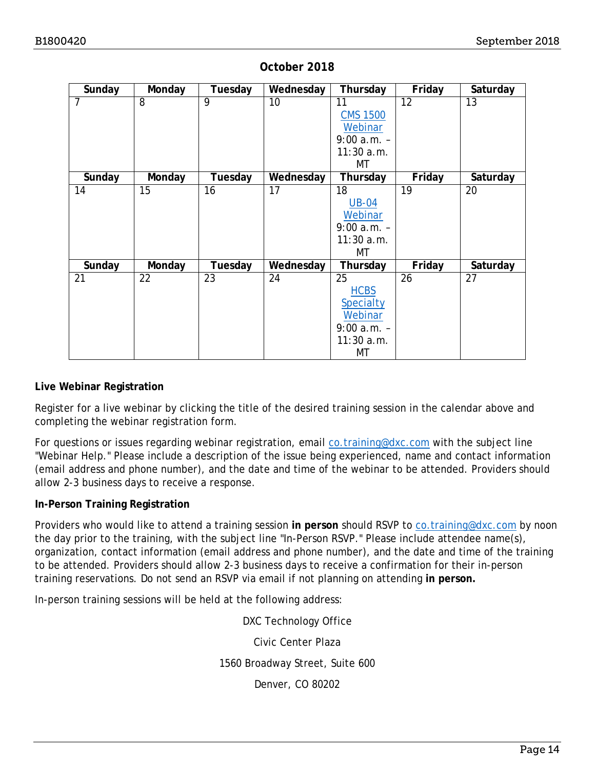**October 2018**

| Sunday | Monday | Tuesday | Wednesday | Thursday | Friday | Saturday |
|---|---|---|---|---|---|---|
| 7 | 8 | 9 | 10 | 11 CMS 1500 Webinar 9:00 a.m. – 11:30 a.m. MT | 12 | 13 |
| **Sunday** | **Monday** | **Tuesday** | **Wednesday** | **Thursday** | **Friday** | **Saturday** |
| 14 | 15 | 16 | 17 | 18 UB-04 Webinar 9:00 a.m. – 11:30 a.m. MT | 19 | 20 |
| **Sunday** | **Monday** | **Tuesday** | **Wednesday** | **Thursday** | **Friday** | **Saturday** |
| 21 | 22 | 23 | 24 | 25 HCBS Specialty Webinar 9:00 a.m. – 11:30 a.m. MT | 26 | 27 |

**Live Webinar Registration**

Register for a live webinar by clicking the title of the desired training session in the calendar above and completing the webinar registration form.

For questions or issues regarding webinar registration, email co.training@dxc.com with the subject line "Webinar Help." Please include a description of the issue being experienced, name and contact information (email address and phone number), and the date and time of the webinar to be attended. Providers should allow 2-3 business days to receive a response.

**In-Person Training Registration**

Providers who would like to attend a training session **in person** should RSVP to co.training@dxc.com by noon the day prior to the training, with the subject line "In-Person RSVP." Please include attendee name(s), organization, contact information (email address and phone number), and the date and time of the training to be attended. Providers should allow 2-3 business days to receive a confirmation for their in-person training reservations. Do not send an RSVP via email if not planning on attending **in person.**

In-person training sessions will be held at the following address:

DXC Technology Office

Civic Center Plaza

1560 Broadway Street, Suite 600

Denver, CO 80202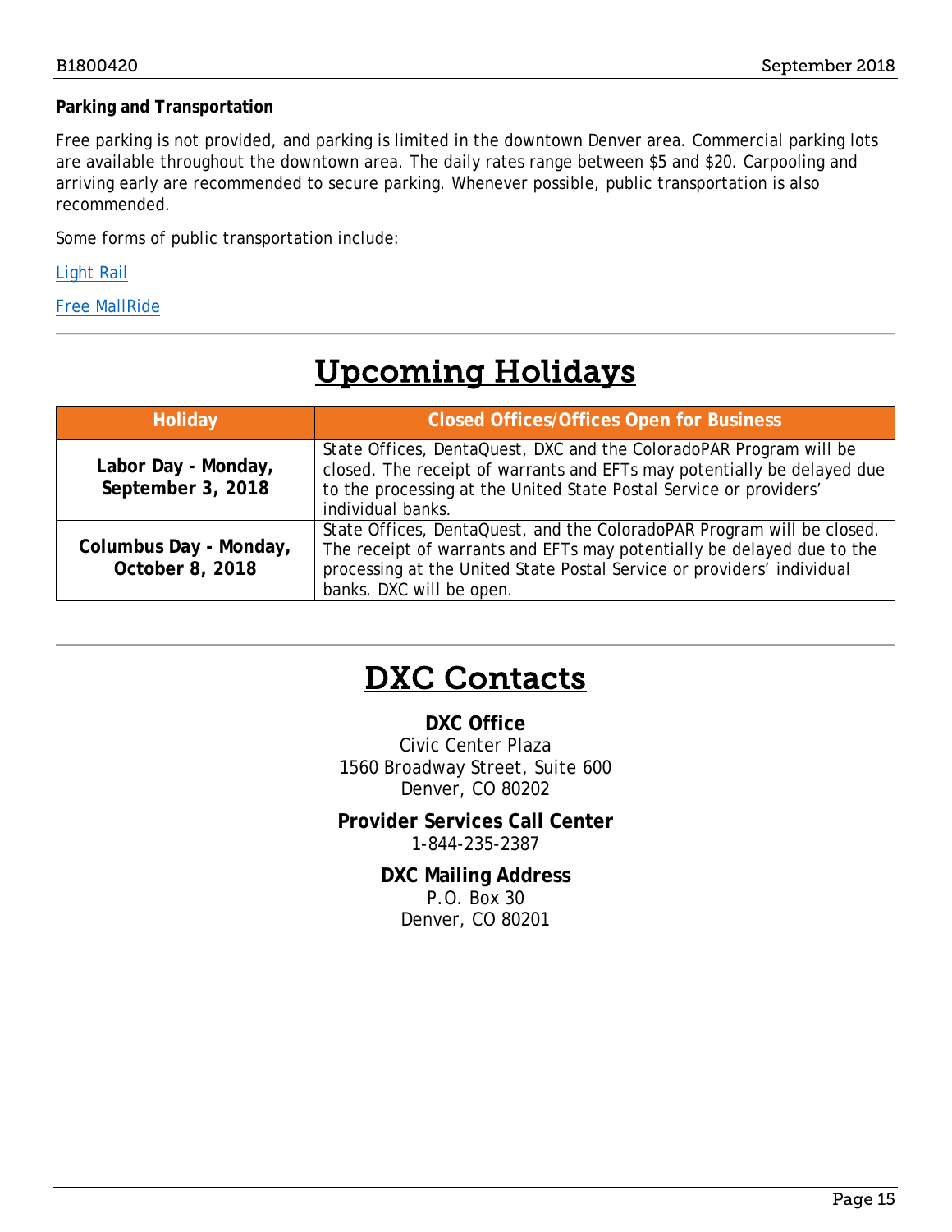**Parking and Transportation**

Free parking is not provided, and parking is limited in the downtown Denver area. Commercial parking lots are available throughout the downtown area. The daily rates range between $5 and $20. Carpooling and arriving early are recommended to secure parking. Whenever possible, public transportation is also recommended.

Some forms of public transportation include:

Light Rail

Free MallRide

# Upcoming Holidays

| Holiday | Closed Offices/Offices Open for Business |
|---|---|
| **Labor Day - Monday, September 3, 2018** | State Offices, DentaQuest, DXC and the ColoradoPAR Program will be closed. The receipt of warrants and EFTs may potentially be delayed due to the processing at the United State Postal Service or providers' individual banks. |
| **Columbus Day - Monday, October 8, 2018** | State Offices, DentaQuest, and the ColoradoPAR Program will be closed. The receipt of warrants and EFTs may potentially be delayed due to the processing at the United State Postal Service or providers' individual banks. DXC will be open. |

# DXC Contacts

**DXC Office**
Civic Center Plaza
1560 Broadway Street, Suite 600
Denver, CO 80202

**Provider Services Call Center**
1-844-235-2387

**DXC Mailing Address**
P.O. Box 30
Denver, CO 80201